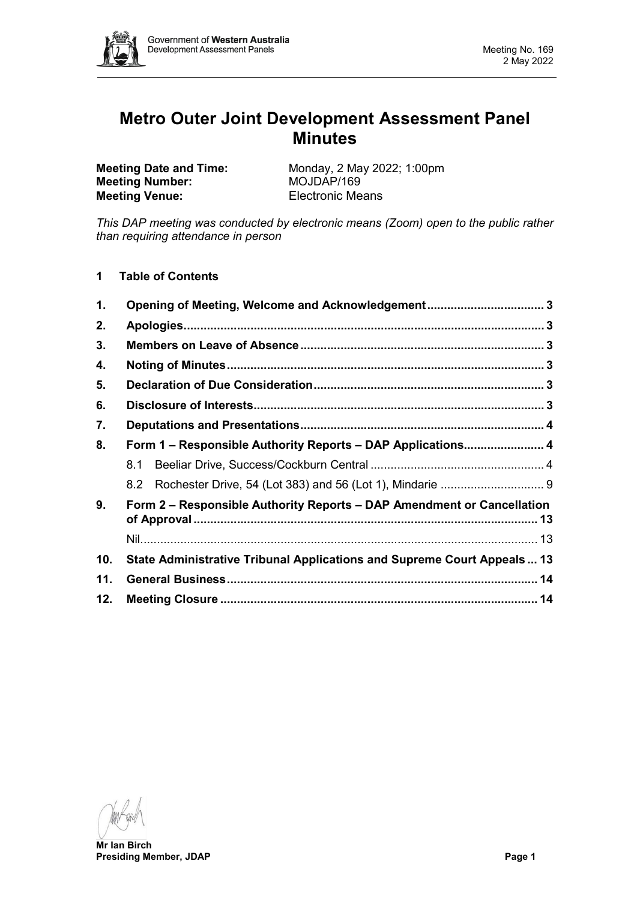# Metro Outer Joint Development Assessment Panel Minutes

**Meeting Date and Time:** Monday, 2 May 2022; 1:00pm
**Meeting Number:** MOJDAP/169
**Meeting Venue:** Electronic Means

*This DAP meeting was conducted by electronic means (Zoom) open to the public rather than requiring attendance in person*

**1 Table of Contents**

| | | |
|---|---|---|
| **1.** | **Opening of Meeting, Welcome and Acknowledgement** | **3** |
| **2.** | **Apologies** | **3** |
| **3.** | **Members on Leave of Absence** | **3** |
| **4.** | **Noting of Minutes** | **3** |
| **5.** | **Declaration of Due Consideration** | **3** |
| **6.** | **Disclosure of Interests** | **3** |
| **7.** | **Deputations and Presentations** | **4** |
| **8.** | **Form 1 – Responsible Authority Reports – DAP Applications** | **4** |
| | 8.1 Beeliar Drive, Success/Cockburn Central | 4 |
| | 8.2 Rochester Drive, 54 (Lot 383) and 56 (Lot 1), Mindarie | 9 |
| **9.** | **Form 2 – Responsible Authority Reports – DAP Amendment or Cancellation of Approval** | **13** |
| | Nil | 13 |
| **10.** | **State Administrative Tribunal Applications and Supreme Court Appeals** | **13** |
| **11.** | **General Business** | **14** |
| **12.** | **Meeting Closure** | **14** |

**Mr Ian Birch**
**Presiding Member, JDAP**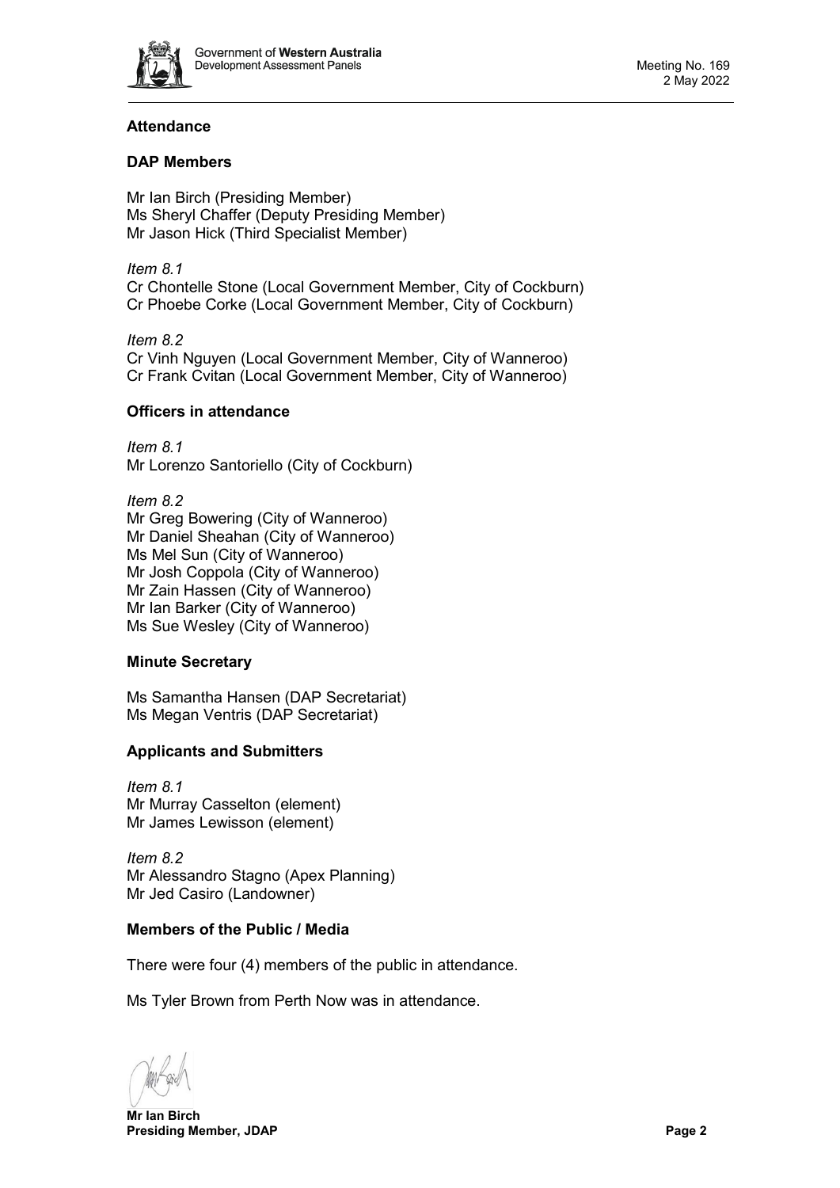## Attendance

### DAP Members

Mr Ian Birch (Presiding Member)
Ms Sheryl Chaffer (Deputy Presiding Member)
Mr Jason Hick (Third Specialist Member)

*Item 8.1*
Cr Chontelle Stone (Local Government Member, City of Cockburn)
Cr Phoebe Corke (Local Government Member, City of Cockburn)

*Item 8.2*
Cr Vinh Nguyen (Local Government Member, City of Wanneroo)
Cr Frank Cvitan (Local Government Member, City of Wanneroo)

### Officers in attendance

*Item 8.1*
Mr Lorenzo Santoriello (City of Cockburn)

*Item 8.2*
Mr Greg Bowering (City of Wanneroo)
Mr Daniel Sheahan (City of Wanneroo)
Ms Mel Sun (City of Wanneroo)
Mr Josh Coppola (City of Wanneroo)
Mr Zain Hassen (City of Wanneroo)
Mr Ian Barker (City of Wanneroo)
Ms Sue Wesley (City of Wanneroo)

### Minute Secretary

Ms Samantha Hansen (DAP Secretariat)
Ms Megan Ventris (DAP Secretariat)

### Applicants and Submitters

*Item 8.1*
Mr Murray Casselton (element)
Mr James Lewisson (element)

*Item 8.2*
Mr Alessandro Stagno (Apex Planning)
Mr Jed Casiro (Landowner)

### Members of the Public / Media

There were four (4) members of the public in attendance.

Ms Tyler Brown from Perth Now was in attendance.

**Mr Ian Birch**
**Presiding Member, JDAP**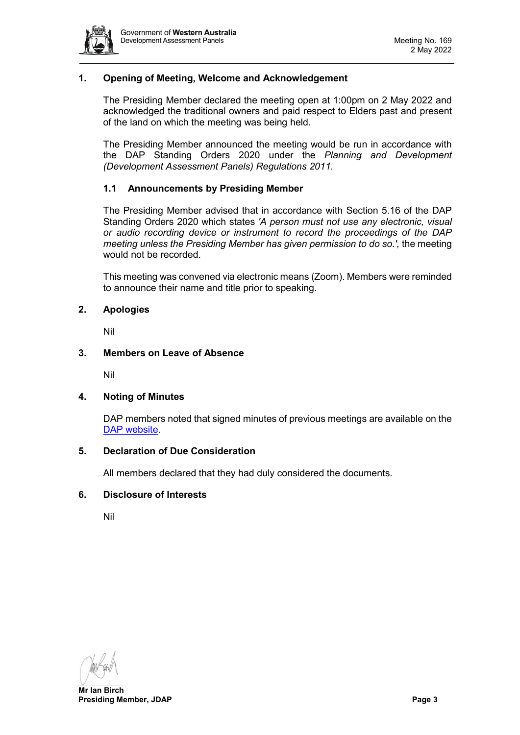## 1. Opening of Meeting, Welcome and Acknowledgement

The Presiding Member declared the meeting open at 1:00pm on 2 May 2022 and acknowledged the traditional owners and paid respect to Elders past and present of the land on which the meeting was being held.

The Presiding Member announced the meeting would be run in accordance with the DAP Standing Orders 2020 under the *Planning and Development (Development Assessment Panels) Regulations 2011.*

### 1.1 Announcements by Presiding Member

The Presiding Member advised that in accordance with Section 5.16 of the DAP Standing Orders 2020 which states *'A person must not use any electronic, visual or audio recording device or instrument to record the proceedings of the DAP meeting unless the Presiding Member has given permission to do so.',* the meeting would not be recorded.

This meeting was convened via electronic means (Zoom). Members were reminded to announce their name and title prior to speaking.

## 2. Apologies

Nil

## 3. Members on Leave of Absence

Nil

## 4. Noting of Minutes

DAP members noted that signed minutes of previous meetings are available on the DAP website.

## 5. Declaration of Due Consideration

All members declared that they had duly considered the documents.

## 6. Disclosure of Interests

Nil

**Mr Ian Birch**
**Presiding Member, JDAP**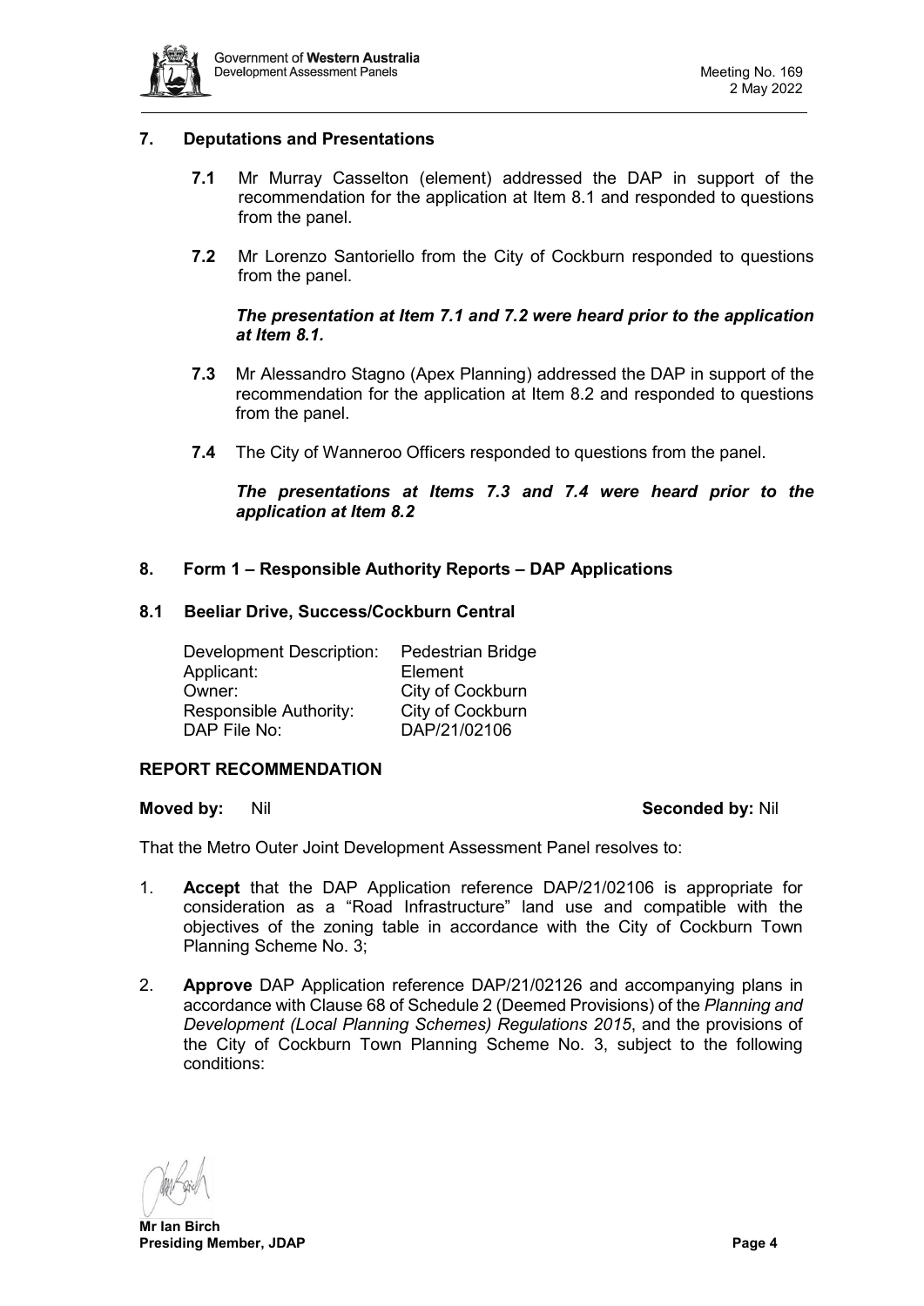## 7. Deputations and Presentations

**7.1** Mr Murray Casselton (element) addressed the DAP in support of the recommendation for the application at Item 8.1 and responded to questions from the panel.

**7.2** Mr Lorenzo Santoriello from the City of Cockburn responded to questions from the panel.

***The presentation at Item 7.1 and 7.2 were heard prior to the application at Item 8.1.***

**7.3** Mr Alessandro Stagno (Apex Planning) addressed the DAP in support of the recommendation for the application at Item 8.2 and responded to questions from the panel.

**7.4** The City of Wanneroo Officers responded to questions from the panel.

***The presentations at Items 7.3 and 7.4 were heard prior to the application at Item 8.2***

## 8. Form 1 – Responsible Authority Reports – DAP Applications

### 8.1 Beeliar Drive, Success/Cockburn Central

| | |
|---|---|
| Development Description: | Pedestrian Bridge |
| Applicant: | Element |
| Owner: | City of Cockburn |
| Responsible Authority: | City of Cockburn |
| DAP File No: | DAP/21/02106 |

**REPORT RECOMMENDATION**

**Moved by:** Nil **Seconded by:** Nil

That the Metro Outer Joint Development Assessment Panel resolves to:

1. **Accept** that the DAP Application reference DAP/21/02106 is appropriate for consideration as a "Road Infrastructure" land use and compatible with the objectives of the zoning table in accordance with the City of Cockburn Town Planning Scheme No. 3;

2. **Approve** DAP Application reference DAP/21/02126 and accompanying plans in accordance with Clause 68 of Schedule 2 (Deemed Provisions) of the *Planning and Development (Local Planning Schemes) Regulations 2015*, and the provisions of the City of Cockburn Town Planning Scheme No. 3, subject to the following conditions:

**Mr Ian Birch**
**Presiding Member, JDAP**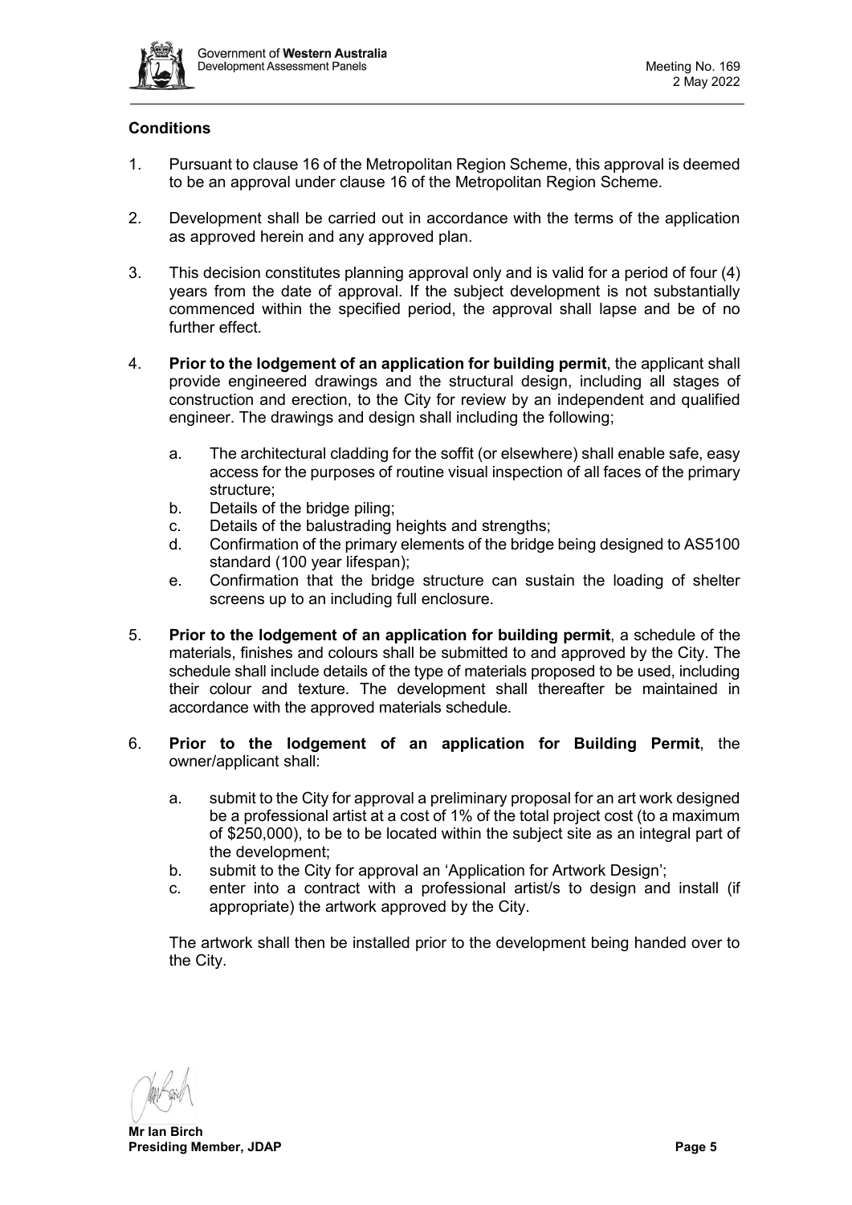**Conditions**

1. Pursuant to clause 16 of the Metropolitan Region Scheme, this approval is deemed to be an approval under clause 16 of the Metropolitan Region Scheme.

2. Development shall be carried out in accordance with the terms of the application as approved herein and any approved plan.

3. This decision constitutes planning approval only and is valid for a period of four (4) years from the date of approval. If the subject development is not substantially commenced within the specified period, the approval shall lapse and be of no further effect.

4. **Prior to the lodgement of an application for building permit**, the applicant shall provide engineered drawings and the structural design, including all stages of construction and erection, to the City for review by an independent and qualified engineer. The drawings and design shall including the following;

   a. The architectural cladding for the soffit (or elsewhere) shall enable safe, easy access for the purposes of routine visual inspection of all faces of the primary structure;
   b. Details of the bridge piling;
   c. Details of the balustrading heights and strengths;
   d. Confirmation of the primary elements of the bridge being designed to AS5100 standard (100 year lifespan);
   e. Confirmation that the bridge structure can sustain the loading of shelter screens up to an including full enclosure.

5. **Prior to the lodgement of an application for building permit**, a schedule of the materials, finishes and colours shall be submitted to and approved by the City. The schedule shall include details of the type of materials proposed to be used, including their colour and texture. The development shall thereafter be maintained in accordance with the approved materials schedule.

6. **Prior to the lodgement of an application for Building Permit**, the owner/applicant shall:

   a. submit to the City for approval a preliminary proposal for an art work designed be a professional artist at a cost of 1% of the total project cost (to a maximum of $250,000), to be to be located within the subject site as an integral part of the development;
   b. submit to the City for approval an 'Application for Artwork Design';
   c. enter into a contract with a professional artist/s to design and install (if appropriate) the artwork approved by the City.

   The artwork shall then be installed prior to the development being handed over to the City.

**Mr Ian Birch**
**Presiding Member, JDAP**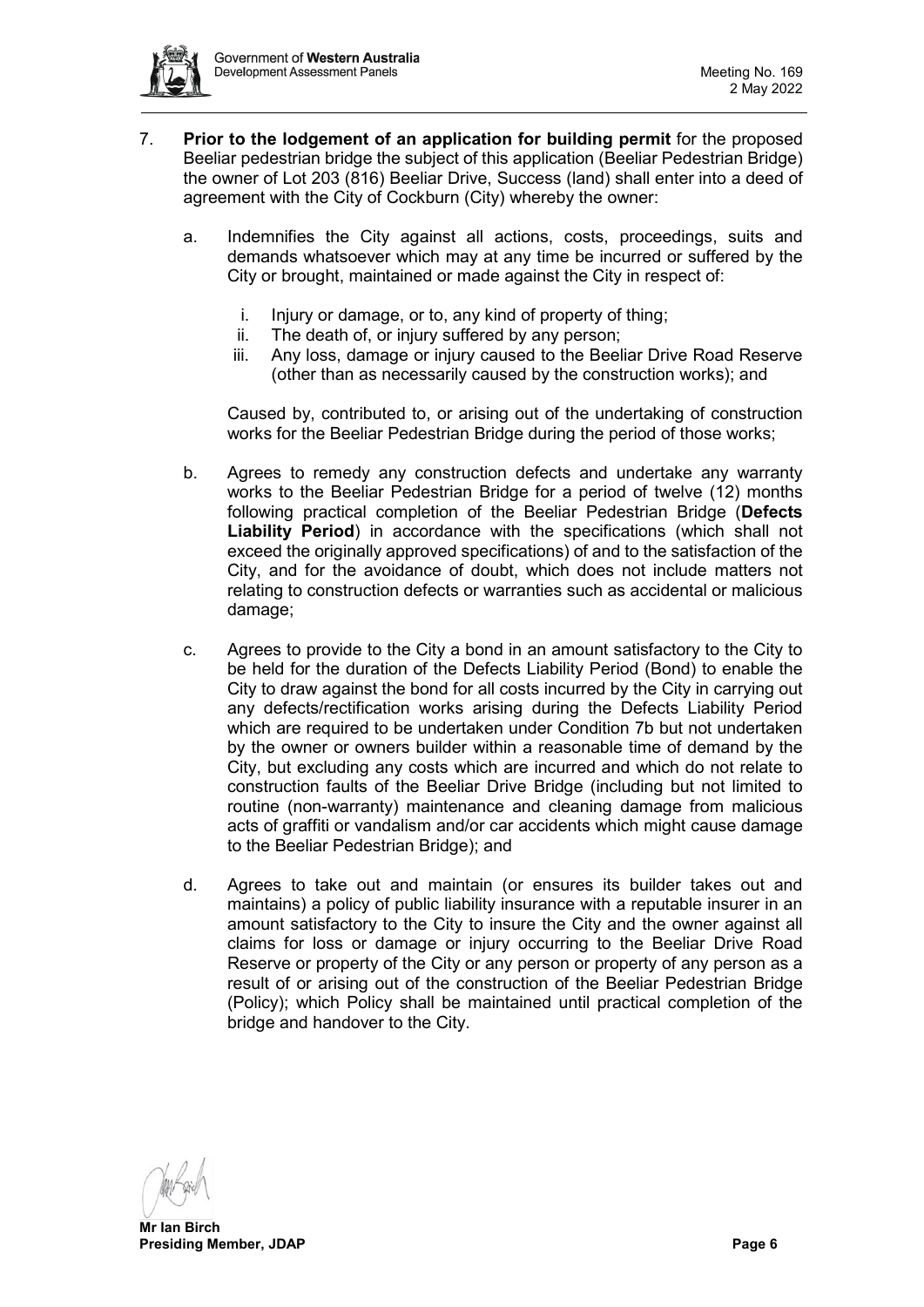7. **Prior to the lodgement of an application for building permit** for the proposed Beeliar pedestrian bridge the subject of this application (Beeliar Pedestrian Bridge) the owner of Lot 203 (816) Beeliar Drive, Success (land) shall enter into a deed of agreement with the City of Cockburn (City) whereby the owner:

   a. Indemnifies the City against all actions, costs, proceedings, suits and demands whatsoever which may at any time be incurred or suffered by the City or brought, maintained or made against the City in respect of:

      i. Injury or damage, or to, any kind of property of thing;
      ii. The death of, or injury suffered by any person;
      iii. Any loss, damage or injury caused to the Beeliar Drive Road Reserve (other than as necessarily caused by the construction works); and

      Caused by, contributed to, or arising out of the undertaking of construction works for the Beeliar Pedestrian Bridge during the period of those works;

   b. Agrees to remedy any construction defects and undertake any warranty works to the Beeliar Pedestrian Bridge for a period of twelve (12) months following practical completion of the Beeliar Pedestrian Bridge (**Defects Liability Period**) in accordance with the specifications (which shall not exceed the originally approved specifications) of and to the satisfaction of the City, and for the avoidance of doubt, which does not include matters not relating to construction defects or warranties such as accidental or malicious damage;

   c. Agrees to provide to the City a bond in an amount satisfactory to the City to be held for the duration of the Defects Liability Period (Bond) to enable the City to draw against the bond for all costs incurred by the City in carrying out any defects/rectification works arising during the Defects Liability Period which are required to be undertaken under Condition 7b but not undertaken by the owner or owners builder within a reasonable time of demand by the City, but excluding any costs which are incurred and which do not relate to construction faults of the Beeliar Drive Bridge (including but not limited to routine (non-warranty) maintenance and cleaning damage from malicious acts of graffiti or vandalism and/or car accidents which might cause damage to the Beeliar Pedestrian Bridge); and

   d. Agrees to take out and maintain (or ensures its builder takes out and maintains) a policy of public liability insurance with a reputable insurer in an amount satisfactory to the City to insure the City and the owner against all claims for loss or damage or injury occurring to the Beeliar Drive Road Reserve or property of the City or any person or property of any person as a result of or arising out of the construction of the Beeliar Pedestrian Bridge (Policy); which Policy shall be maintained until practical completion of the bridge and handover to the City.

**Mr Ian Birch**
**Presiding Member, JDAP**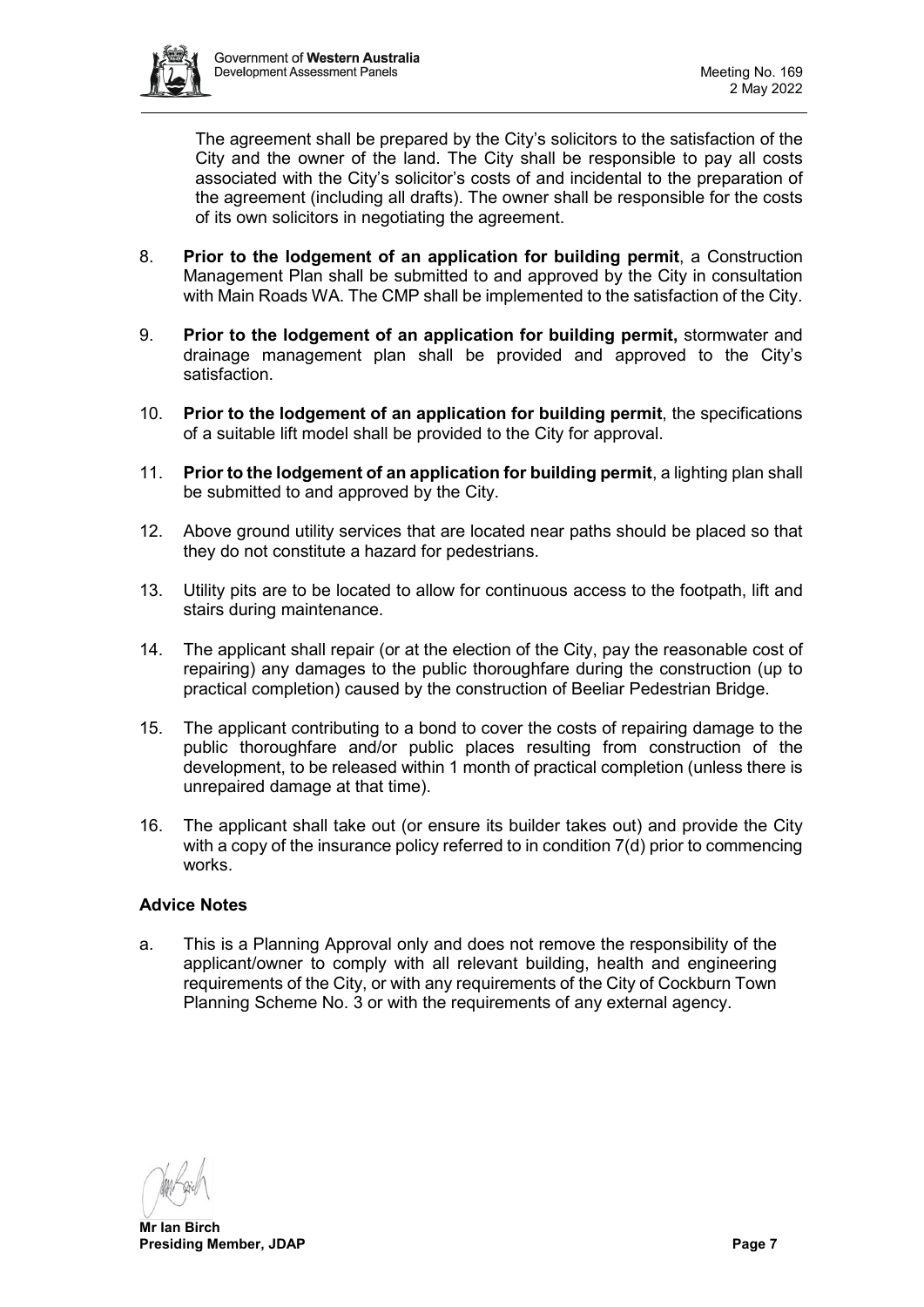The agreement shall be prepared by the City's solicitors to the satisfaction of the City and the owner of the land. The City shall be responsible to pay all costs associated with the City's solicitor's costs of and incidental to the preparation of the agreement (including all drafts). The owner shall be responsible for the costs of its own solicitors in negotiating the agreement.

8. **Prior to the lodgement of an application for building permit**, a Construction Management Plan shall be submitted to and approved by the City in consultation with Main Roads WA. The CMP shall be implemented to the satisfaction of the City.

9. **Prior to the lodgement of an application for building permit,** stormwater and drainage management plan shall be provided and approved to the City's satisfaction.

10. **Prior to the lodgement of an application for building permit**, the specifications of a suitable lift model shall be provided to the City for approval.

11. **Prior to the lodgement of an application for building permit**, a lighting plan shall be submitted to and approved by the City.

12. Above ground utility services that are located near paths should be placed so that they do not constitute a hazard for pedestrians.

13. Utility pits are to be located to allow for continuous access to the footpath, lift and stairs during maintenance.

14. The applicant shall repair (or at the election of the City, pay the reasonable cost of repairing) any damages to the public thoroughfare during the construction (up to practical completion) caused by the construction of Beeliar Pedestrian Bridge.

15. The applicant contributing to a bond to cover the costs of repairing damage to the public thoroughfare and/or public places resulting from construction of the development, to be released within 1 month of practical completion (unless there is unrepaired damage at that time).

16. The applicant shall take out (or ensure its builder takes out) and provide the City with a copy of the insurance policy referred to in condition 7(d) prior to commencing works.

**Advice Notes**

a. This is a Planning Approval only and does not remove the responsibility of the applicant/owner to comply with all relevant building, health and engineering requirements of the City, or with any requirements of the City of Cockburn Town Planning Scheme No. 3 or with the requirements of any external agency.

**Mr Ian Birch**
**Presiding Member, JDAP**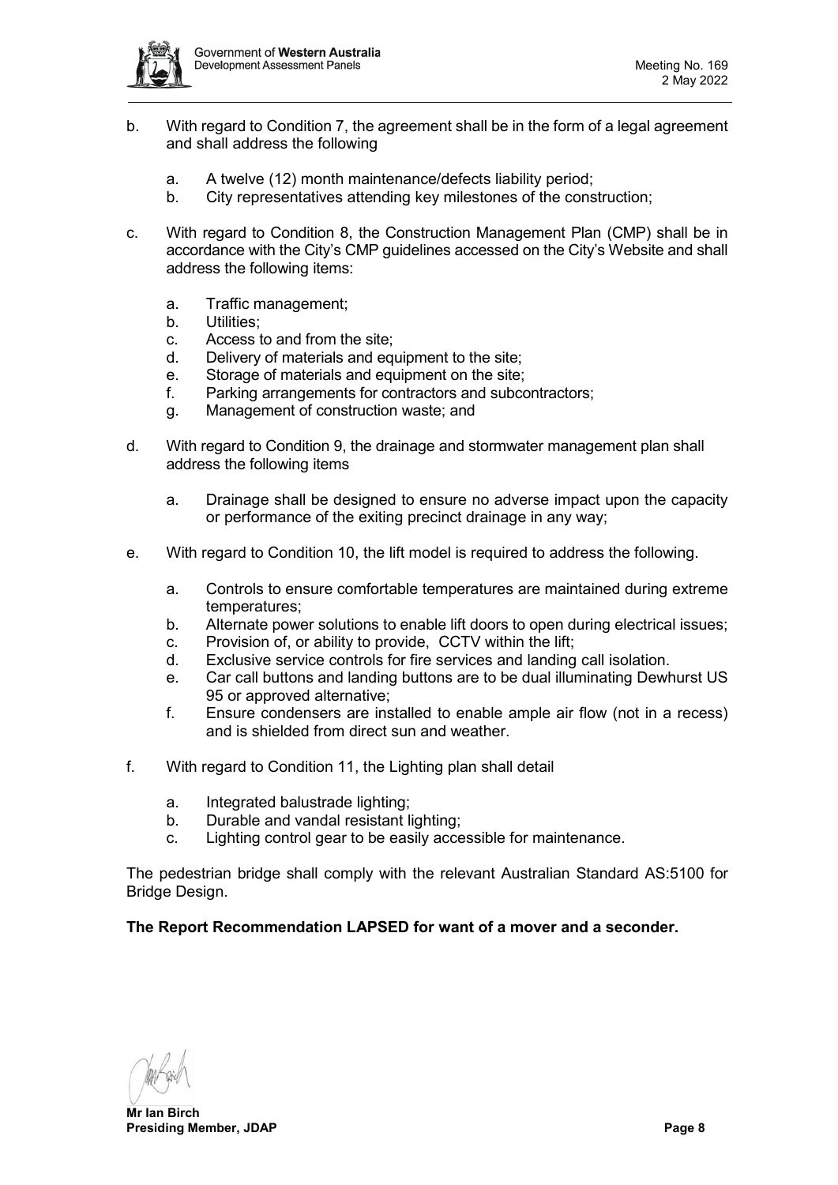b. With regard to Condition 7, the agreement shall be in the form of a legal agreement and shall address the following

    a. A twelve (12) month maintenance/defects liability period;
    b. City representatives attending key milestones of the construction;

c. With regard to Condition 8, the Construction Management Plan (CMP) shall be in accordance with the City's CMP guidelines accessed on the City's Website and shall address the following items:

    a. Traffic management;
    b. Utilities;
    c. Access to and from the site;
    d. Delivery of materials and equipment to the site;
    e. Storage of materials and equipment on the site;
    f. Parking arrangements for contractors and subcontractors;
    g. Management of construction waste; and

d. With regard to Condition 9, the drainage and stormwater management plan shall address the following items

    a. Drainage shall be designed to ensure no adverse impact upon the capacity or performance of the exiting precinct drainage in any way;

e. With regard to Condition 10, the lift model is required to address the following.

    a. Controls to ensure comfortable temperatures are maintained during extreme temperatures;
    b. Alternate power solutions to enable lift doors to open during electrical issues;
    c. Provision of, or ability to provide, CCTV within the lift;
    d. Exclusive service controls for fire services and landing call isolation.
    e. Car call buttons and landing buttons are to be dual illuminating Dewhurst US 95 or approved alternative;
    f. Ensure condensers are installed to enable ample air flow (not in a recess) and is shielded from direct sun and weather.

f. With regard to Condition 11, the Lighting plan shall detail

    a. Integrated balustrade lighting;
    b. Durable and vandal resistant lighting;
    c. Lighting control gear to be easily accessible for maintenance.

The pedestrian bridge shall comply with the relevant Australian Standard AS:5100 for Bridge Design.

**The Report Recommendation LAPSED for want of a mover and a seconder.**

**Mr Ian Birch**
**Presiding Member, JDAP**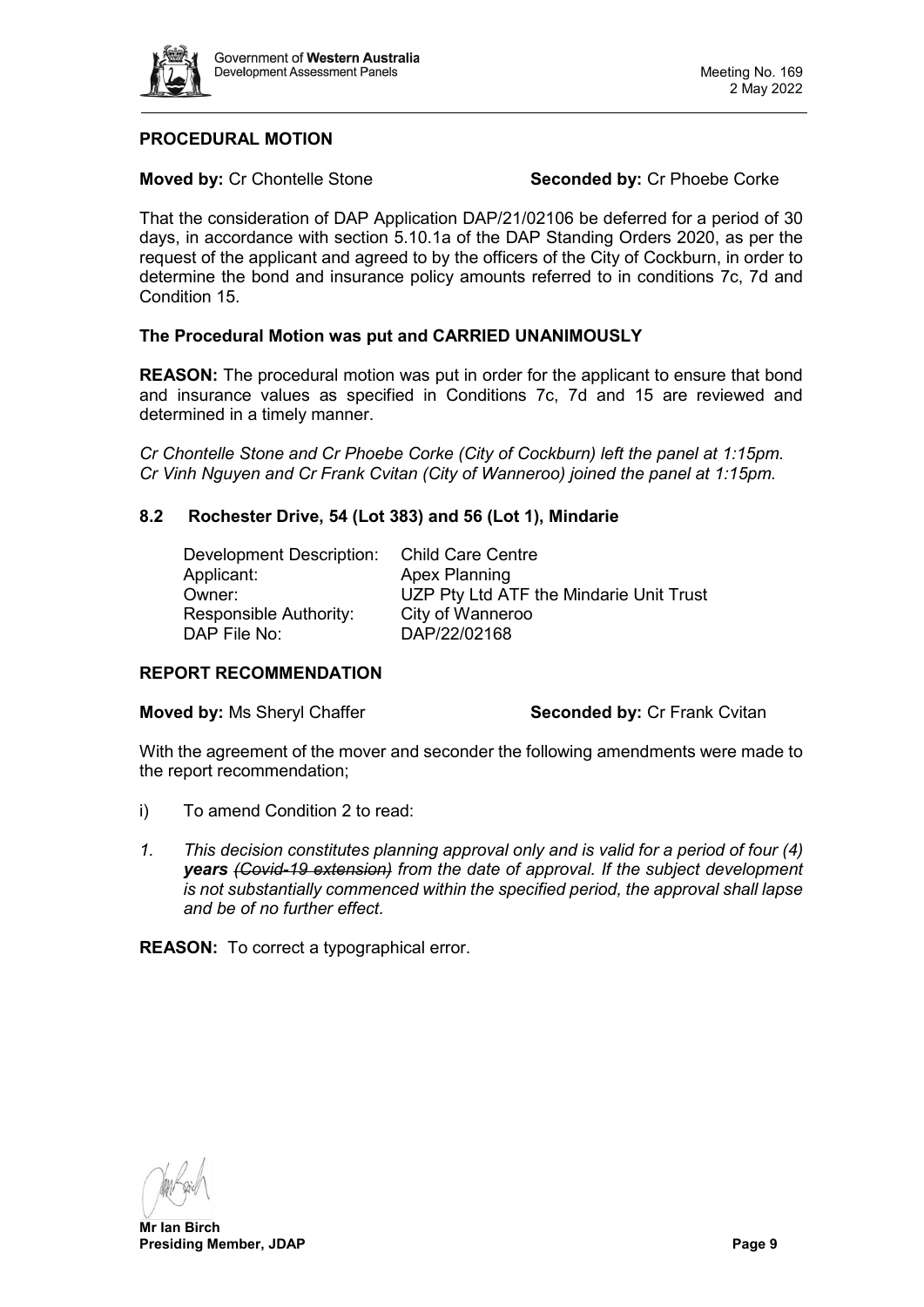**PROCEDURAL MOTION**

**Moved by:** Cr Chontelle Stone **Seconded by:** Cr Phoebe Corke

That the consideration of DAP Application DAP/21/02106 be deferred for a period of 30 days, in accordance with section 5.10.1a of the DAP Standing Orders 2020, as per the request of the applicant and agreed to by the officers of the City of Cockburn, in order to determine the bond and insurance policy amounts referred to in conditions 7c, 7d and Condition 15.

**The Procedural Motion was put and CARRIED UNANIMOUSLY**

**REASON:** The procedural motion was put in order for the applicant to ensure that bond and insurance values as specified in Conditions 7c, 7d and 15 are reviewed and determined in a timely manner.

*Cr Chontelle Stone and Cr Phoebe Corke (City of Cockburn) left the panel at 1:15pm.*
*Cr Vinh Nguyen and Cr Frank Cvitan (City of Wanneroo) joined the panel at 1:15pm.*

## 8.2 Rochester Drive, 54 (Lot 383) and 56 (Lot 1), Mindarie

| | |
|---|---|
| Development Description: | Child Care Centre |
| Applicant: | Apex Planning |
| Owner: | UZP Pty Ltd ATF the Mindarie Unit Trust |
| Responsible Authority: | City of Wanneroo |
| DAP File No: | DAP/22/02168 |

**REPORT RECOMMENDATION**

**Moved by:** Ms Sheryl Chaffer **Seconded by:** Cr Frank Cvitan

With the agreement of the mover and seconder the following amendments were made to the report recommendation;

i) To amend Condition 2 to read:

1. *This decision constitutes planning approval only and is valid for a period of four (4)* ***years*** *~~(Covid-19 extension)~~ from the date of approval. If the subject development is not substantially commenced within the specified period, the approval shall lapse and be of no further effect.*

**REASON:** To correct a typographical error.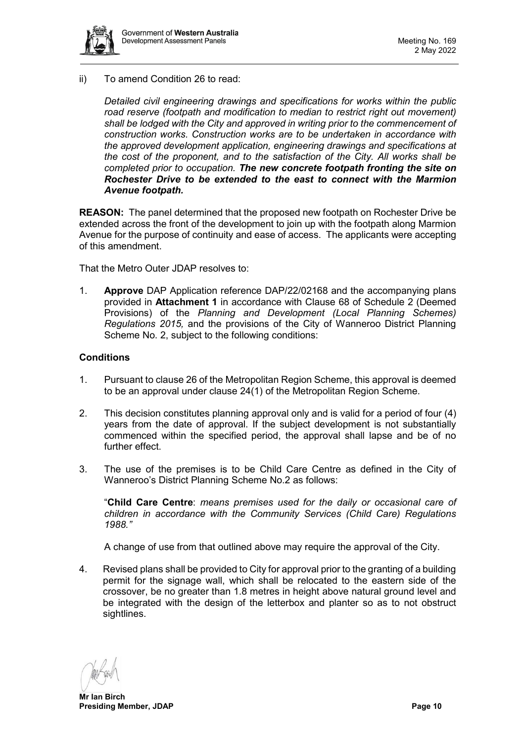ii) To amend Condition 26 to read:

*Detailed civil engineering drawings and specifications for works within the public road reserve (footpath and modification to median to restrict right out movement) shall be lodged with the City and approved in writing prior to the commencement of construction works. Construction works are to be undertaken in accordance with the approved development application, engineering drawings and specifications at the cost of the proponent, and to the satisfaction of the City. All works shall be completed prior to occupation.* ***The new concrete footpath fronting the site on Rochester Drive to be extended to the east to connect with the Marmion Avenue footpath.***

**REASON:** The panel determined that the proposed new footpath on Rochester Drive be extended across the front of the development to join up with the footpath along Marmion Avenue for the purpose of continuity and ease of access. The applicants were accepting of this amendment.

That the Metro Outer JDAP resolves to:

1. **Approve** DAP Application reference DAP/22/02168 and the accompanying plans provided in **Attachment 1** in accordance with Clause 68 of Schedule 2 (Deemed Provisions) of the *Planning and Development (Local Planning Schemes) Regulations 2015,* and the provisions of the City of Wanneroo District Planning Scheme No. 2, subject to the following conditions:

**Conditions**

1. Pursuant to clause 26 of the Metropolitan Region Scheme, this approval is deemed to be an approval under clause 24(1) of the Metropolitan Region Scheme.

2. This decision constitutes planning approval only and is valid for a period of four (4) years from the date of approval. If the subject development is not substantially commenced within the specified period, the approval shall lapse and be of no further effect.

3. The use of the premises is to be Child Care Centre as defined in the City of Wanneroo's District Planning Scheme No.2 as follows:

   "**Child Care Centre**: *means premises used for the daily or occasional care of children in accordance with the Community Services (Child Care) Regulations 1988."*

   A change of use from that outlined above may require the approval of the City.

4. Revised plans shall be provided to City for approval prior to the granting of a building permit for the signage wall, which shall be relocated to the eastern side of the crossover, be no greater than 1.8 metres in height above natural ground level and be integrated with the design of the letterbox and planter so as to not obstruct sightlines.

**Mr Ian Birch**
**Presiding Member, JDAP**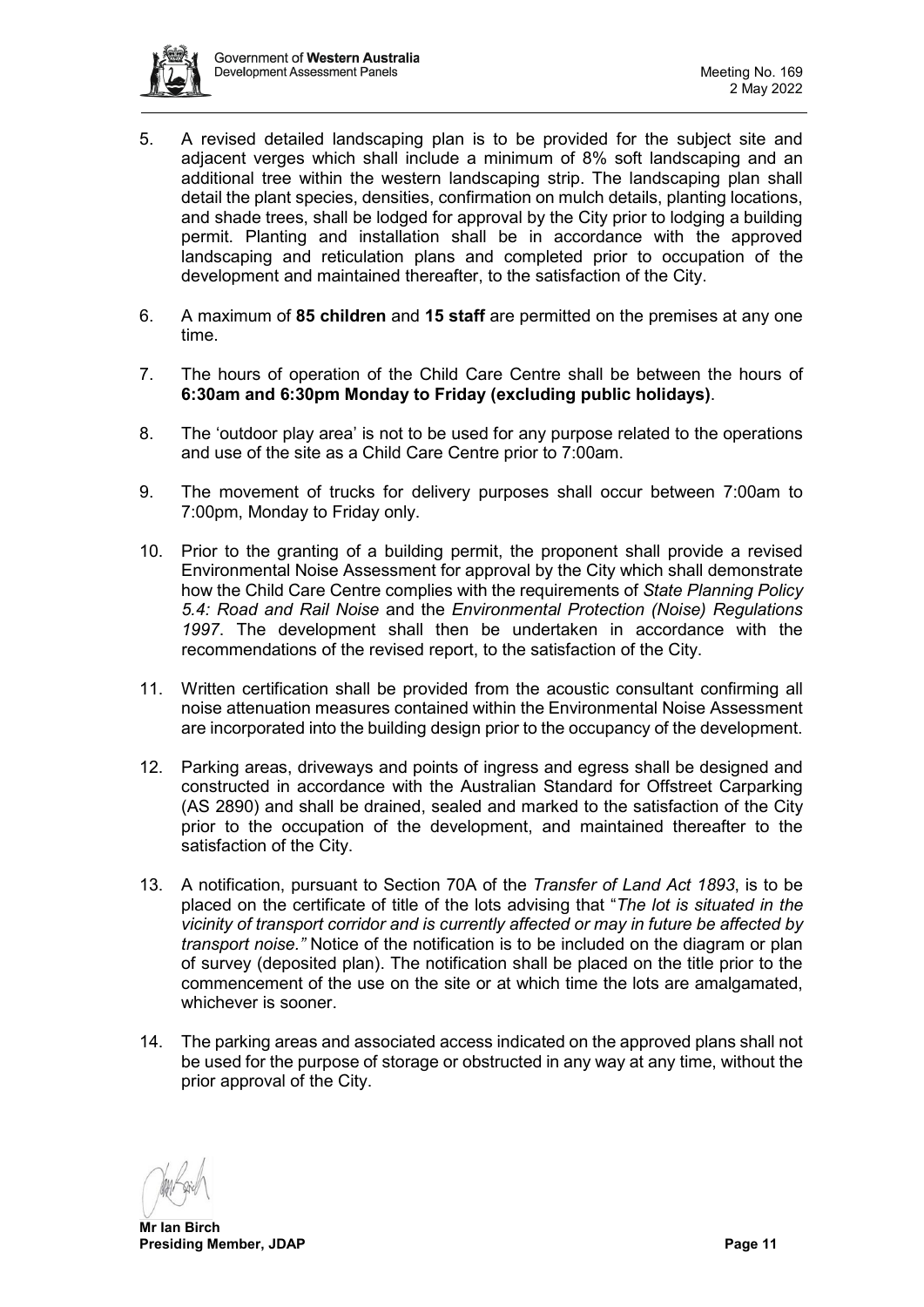5. A revised detailed landscaping plan is to be provided for the subject site and adjacent verges which shall include a minimum of 8% soft landscaping and an additional tree within the western landscaping strip. The landscaping plan shall detail the plant species, densities, confirmation on mulch details, planting locations, and shade trees, shall be lodged for approval by the City prior to lodging a building permit. Planting and installation shall be in accordance with the approved landscaping and reticulation plans and completed prior to occupation of the development and maintained thereafter, to the satisfaction of the City.

6. A maximum of **85 children** and **15 staff** are permitted on the premises at any one time.

7. The hours of operation of the Child Care Centre shall be between the hours of **6:30am and 6:30pm Monday to Friday (excluding public holidays)**.

8. The 'outdoor play area' is not to be used for any purpose related to the operations and use of the site as a Child Care Centre prior to 7:00am.

9. The movement of trucks for delivery purposes shall occur between 7:00am to 7:00pm, Monday to Friday only.

10. Prior to the granting of a building permit, the proponent shall provide a revised Environmental Noise Assessment for approval by the City which shall demonstrate how the Child Care Centre complies with the requirements of *State Planning Policy 5.4: Road and Rail Noise* and the *Environmental Protection (Noise) Regulations 1997*. The development shall then be undertaken in accordance with the recommendations of the revised report, to the satisfaction of the City.

11. Written certification shall be provided from the acoustic consultant confirming all noise attenuation measures contained within the Environmental Noise Assessment are incorporated into the building design prior to the occupancy of the development.

12. Parking areas, driveways and points of ingress and egress shall be designed and constructed in accordance with the Australian Standard for Offstreet Carparking (AS 2890) and shall be drained, sealed and marked to the satisfaction of the City prior to the occupation of the development, and maintained thereafter to the satisfaction of the City.

13. A notification, pursuant to Section 70A of the *Transfer of Land Act 1893*, is to be placed on the certificate of title of the lots advising that "*The lot is situated in the vicinity of transport corridor and is currently affected or may in future be affected by transport noise."* Notice of the notification is to be included on the diagram or plan of survey (deposited plan). The notification shall be placed on the title prior to the commencement of the use on the site or at which time the lots are amalgamated, whichever is sooner.

14. The parking areas and associated access indicated on the approved plans shall not be used for the purpose of storage or obstructed in any way at any time, without the prior approval of the City.

**Mr Ian Birch**
**Presiding Member, JDAP**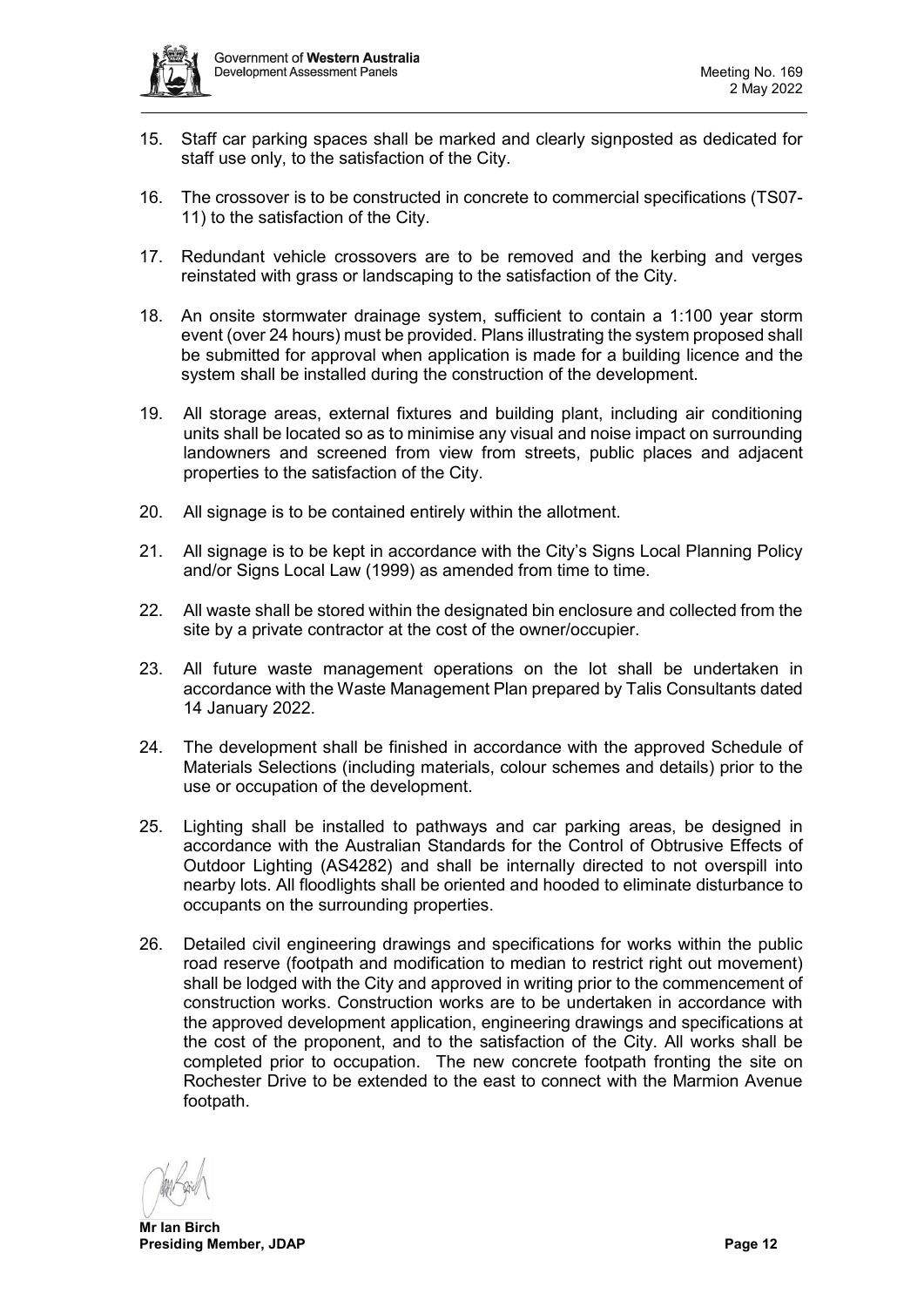15. Staff car parking spaces shall be marked and clearly signposted as dedicated for staff use only, to the satisfaction of the City.

16. The crossover is to be constructed in concrete to commercial specifications (TS07-11) to the satisfaction of the City.

17. Redundant vehicle crossovers are to be removed and the kerbing and verges reinstated with grass or landscaping to the satisfaction of the City.

18. An onsite stormwater drainage system, sufficient to contain a 1:100 year storm event (over 24 hours) must be provided. Plans illustrating the system proposed shall be submitted for approval when application is made for a building licence and the system shall be installed during the construction of the development.

19. All storage areas, external fixtures and building plant, including air conditioning units shall be located so as to minimise any visual and noise impact on surrounding landowners and screened from view from streets, public places and adjacent properties to the satisfaction of the City.

20. All signage is to be contained entirely within the allotment.

21. All signage is to be kept in accordance with the City's Signs Local Planning Policy and/or Signs Local Law (1999) as amended from time to time.

22. All waste shall be stored within the designated bin enclosure and collected from the site by a private contractor at the cost of the owner/occupier.

23. All future waste management operations on the lot shall be undertaken in accordance with the Waste Management Plan prepared by Talis Consultants dated 14 January 2022.

24. The development shall be finished in accordance with the approved Schedule of Materials Selections (including materials, colour schemes and details) prior to the use or occupation of the development.

25. Lighting shall be installed to pathways and car parking areas, be designed in accordance with the Australian Standards for the Control of Obtrusive Effects of Outdoor Lighting (AS4282) and shall be internally directed to not overspill into nearby lots. All floodlights shall be oriented and hooded to eliminate disturbance to occupants on the surrounding properties.

26. Detailed civil engineering drawings and specifications for works within the public road reserve (footpath and modification to median to restrict right out movement) shall be lodged with the City and approved in writing prior to the commencement of construction works. Construction works are to be undertaken in accordance with the approved development application, engineering drawings and specifications at the cost of the proponent, and to the satisfaction of the City. All works shall be completed prior to occupation. The new concrete footpath fronting the site on Rochester Drive to be extended to the east to connect with the Marmion Avenue footpath.

**Mr Ian Birch**
**Presiding Member, JDAP**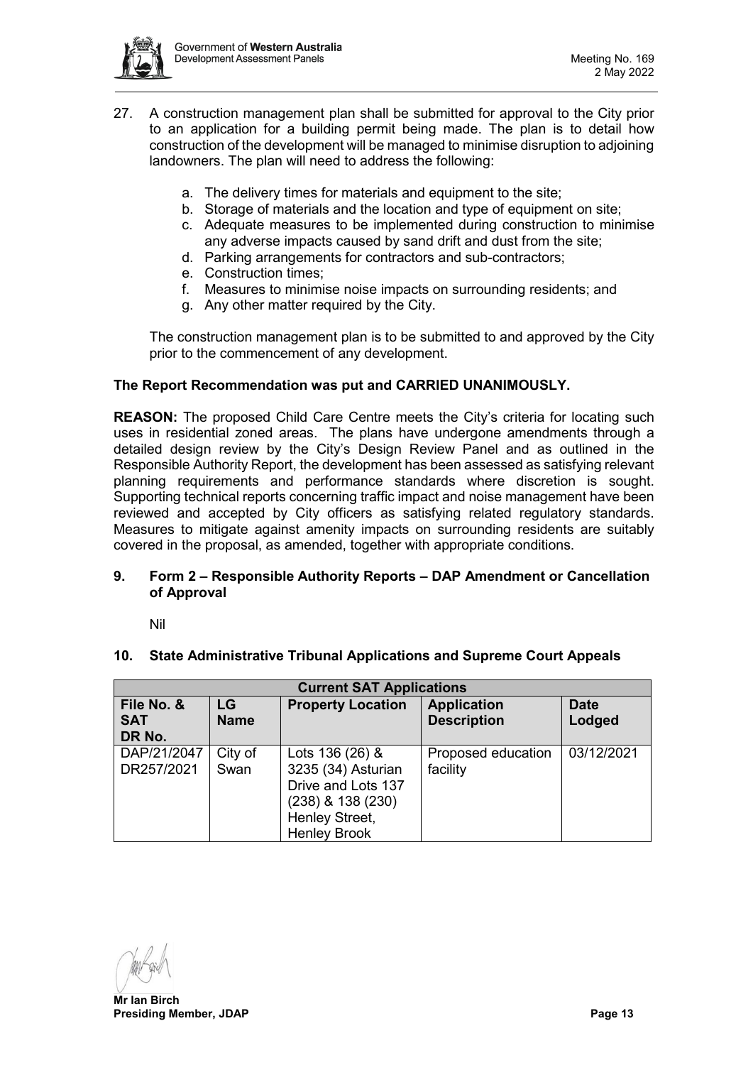27. A construction management plan shall be submitted for approval to the City prior to an application for a building permit being made. The plan is to detail how construction of the development will be managed to minimise disruption to adjoining landowners. The plan will need to address the following:

    a. The delivery times for materials and equipment to the site;
    b. Storage of materials and the location and type of equipment on site;
    c. Adequate measures to be implemented during construction to minimise any adverse impacts caused by sand drift and dust from the site;
    d. Parking arrangements for contractors and sub-contractors;
    e. Construction times;
    f. Measures to minimise noise impacts on surrounding residents; and
    g. Any other matter required by the City.

    The construction management plan is to be submitted to and approved by the City prior to the commencement of any development.

**The Report Recommendation was put and CARRIED UNANIMOUSLY.**

**REASON:** The proposed Child Care Centre meets the City's criteria for locating such uses in residential zoned areas. The plans have undergone amendments through a detailed design review by the City's Design Review Panel and as outlined in the Responsible Authority Report, the development has been assessed as satisfying relevant planning requirements and performance standards where discretion is sought. Supporting technical reports concerning traffic impact and noise management have been reviewed and accepted by City officers as satisfying related regulatory standards. Measures to mitigate against amenity impacts on surrounding residents are suitably covered in the proposal, as amended, together with appropriate conditions.

## 9. Form 2 – Responsible Authority Reports – DAP Amendment or Cancellation of Approval

Nil

## 10. State Administrative Tribunal Applications and Supreme Court Appeals

| Current SAT Applications | | | | |
|---|---|---|---|---|
| **File No. & SAT DR No.** | **LG Name** | **Property Location** | **Application Description** | **Date Lodged** |
| DAP/21/2047 DR257/2021 | City of Swan | Lots 136 (26) & 3235 (34) Asturian Drive and Lots 137 (238) & 138 (230) Henley Street, Henley Brook | Proposed education facility | 03/12/2021 |

**Mr Ian Birch**
**Presiding Member, JDAP**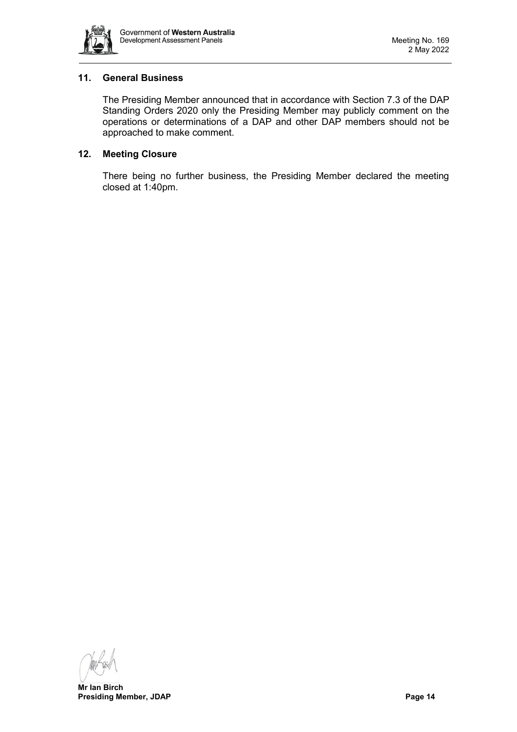## 11. General Business

The Presiding Member announced that in accordance with Section 7.3 of the DAP Standing Orders 2020 only the Presiding Member may publicly comment on the operations or determinations of a DAP and other DAP members should not be approached to make comment.

## 12. Meeting Closure

There being no further business, the Presiding Member declared the meeting closed at 1:40pm.

**Mr Ian Birch**
**Presiding Member, JDAP**